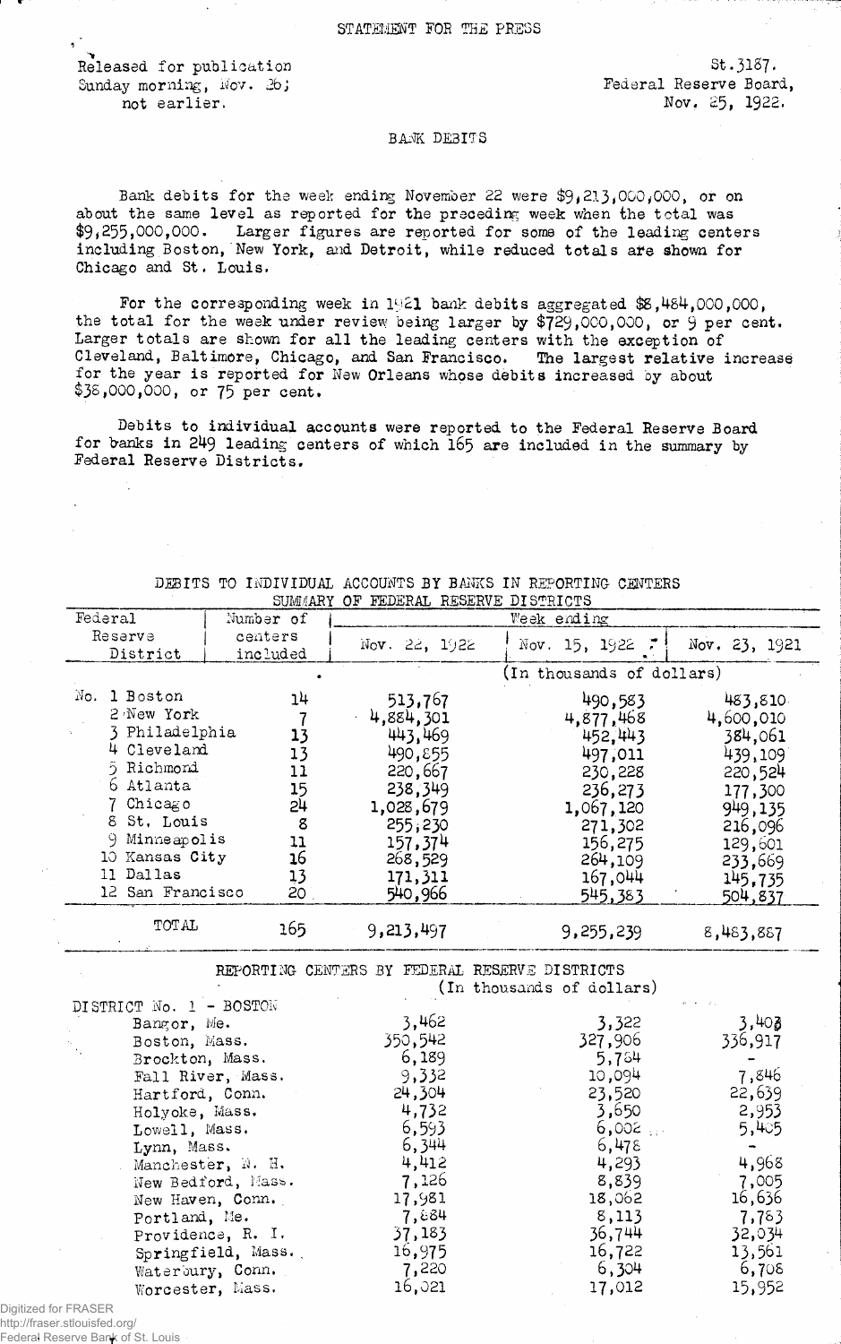STATEMENT FOR THE PRESS

Released for publication
Sunday morning, Nov. 26;
not earlier.

St.3187.
Federal Reserve Board,
Nov. 25, 1922.

## BANK DEBITS

Bank debits for the week ending November 22 were $9,213,000,000, or on about the same level as reported for the preceding week when the total was $9,255,000,000. Larger figures are reported for some of the leading centers including Boston, New York, and Detroit, while reduced totals are shown for Chicago and St. Louis.

For the corresponding week in 1921 bank debits aggregated $8,484,000,000, the total for the week under review being larger by $729,000,000, or 9 per cent. Larger totals are shown for all the leading centers with the exception of Cleveland, Baltimore, Chicago, and San Francisco. The largest relative increase for the year is reported for New Orleans whose debits increased by about $38,000,000, or 75 per cent.

Debits to individual accounts were reported to the Federal Reserve Board for banks in 249 leading centers of which 165 are included in the summary by Federal Reserve Districts.

DEBITS TO INDIVIDUAL ACCOUNTS BY BANKS IN REPORTING CENTERS
SUMMARY OF FEDERAL RESERVE DISTRICTS

| Federal Reserve District | Number of centers included | Week ending Nov. 22, 1922 | Nov. 15, 1922 | Nov. 23, 1921 |
|---|---|---|---|---|
| | | (In thousands of dollars) | | |
| No. 1 Boston | 14 | 513,767 | 490,583 | 483,810 |
| 2 New York | 7 | 4,884,301 | 4,877,468 | 4,600,010 |
| 3 Philadelphia | 13 | 443,469 | 452,443 | 384,061 |
| 4 Cleveland | 13 | 490,855 | 497,011 | 439,109 |
| 5 Richmond | 11 | 220,667 | 230,228 | 220,524 |
| 6 Atlanta | 15 | 238,349 | 236,273 | 177,300 |
| 7 Chicago | 24 | 1,028,679 | 1,067,120 | 949,135 |
| 8 St. Louis | 8 | 255,230 | 271,302 | 216,096 |
| 9 Minneapolis | 11 | 157,374 | 156,275 | 129,601 |
| 10 Kansas City | 16 | 268,529 | 264,109 | 233,669 |
| 11 Dallas | 13 | 171,311 | 167,044 | 145,735 |
| 12 San Francisco | 20 | 540,966 | 545,383 | 504,837 |
| TOTAL | 165 | 9,213,497 | 9,255,239 | 8,483,887 |

REPORTING CENTERS BY FEDERAL RESERVE DISTRICTS
(In thousands of dollars)

| | Nov. 22, 1922 | Nov. 15, 1922 | Nov. 23, 1921 |
|---|---|---|---|
| DISTRICT No. 1 - BOSTON | | | |
| Bangor, Me. | 3,462 | 3,322 | 3,408 |
| Boston, Mass. | 350,542 | 327,906 | 336,917 |
| Brockton, Mass. | 6,189 | 5,784 | - |
| Fall River, Mass. | 9,332 | 10,094 | 7,846 |
| Hartford, Conn. | 24,304 | 23,520 | 22,639 |
| Holyoke, Mass. | 4,732 | 3,650 | 2,953 |
| Lowell, Mass. | 6,593 | 6,002 | 5,405 |
| Lynn, Mass. | 6,344 | 6,478 | - |
| Manchester, N. H. | 4,412 | 4,293 | 4,968 |
| New Bedford, Mass. | 7,126 | 8,839 | 7,005 |
| New Haven, Conn. | 17,981 | 18,062 | 16,636 |
| Portland, Me. | 7,884 | 8,113 | 7,783 |
| Providence, R. I. | 37,183 | 36,744 | 32,034 |
| Springfield, Mass. | 16,975 | 16,722 | 13,561 |
| Waterbury, Conn. | 7,220 | 6,304 | 6,708 |
| Worcester, Mass. | 16,021 | 17,012 | 15,952 |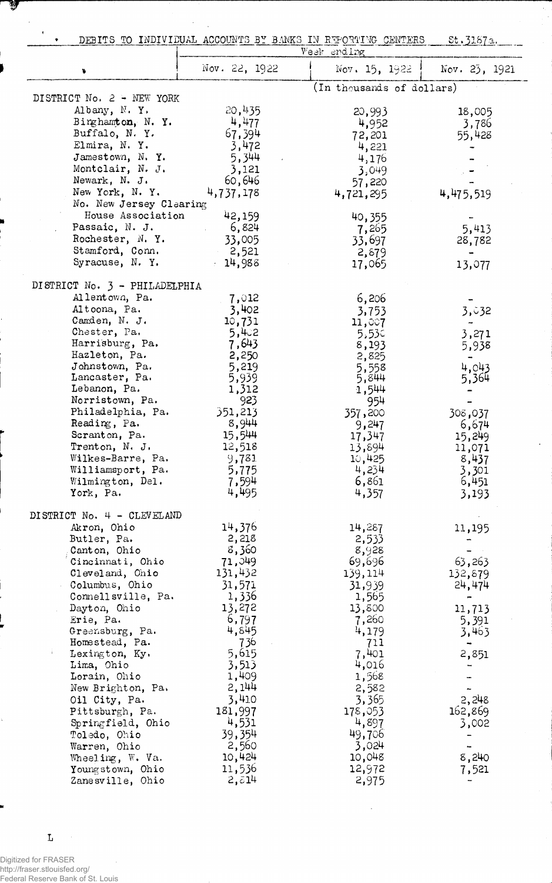DEBITS TO INDIVIDUAL ACCOUNTS BY BANKS IN REPORTING CENTERS St.3187a.

| | Week ending | | |
|---|---|---|---|
| | Nov. 22, 1922 | Nov. 15, 1922 | Nov. 23, 1921 |
| | (In thousands of dollars) | | |
| DISTRICT No. 2 - NEW YORK | | | |
| Albany, N. Y. | 20,435 | 20,993 | 18,005 |
| Binghamton, N. Y. | 4,477 | 4,952 | 3,786 |
| Buffalo, N. Y. | 67,394 | 72,201 | 55,428 |
| Elmira, N. Y. | 3,472 | 4,221 | - |
| Jamestown, N. Y. | 5,344 | 4,176 | - |
| Montclair, N. J. | 3,121 | 3,049 | - |
| Newark, N. J. | 60,646 | 57,220 | - |
| New York, N. Y. | 4,737,178 | 4,721,295 | 4,475,519 |
| No. New Jersey Clearing House Association | 42,159 | 40,355 | - |
| Passaic, N. J. | 6,824 | 7,265 | 5,413 |
| Rochester, N. Y. | 33,005 | 33,697 | 28,782 |
| Stamford, Conn. | 2,521 | 2,879 | - |
| Syracuse, N. Y. | 14,988 | 17,065 | 13,077 |
| DISTRICT No. 3 - PHILADELPHIA | | | |
| Allentown, Pa. | 7,012 | 6,206 | - |
| Altoona, Pa. | 3,402 | 3,753 | 3,032 |
| Camden, N. J. | 10,731 | 11,007 | - |
| Chester, Pa. | 5,402 | 5,530 | 3,271 |
| Harrisburg, Pa. | 7,643 | 8,193 | 5,938 |
| Hazleton, Pa. | 2,250 | 2,825 | - |
| Johnstown, Pa. | 5,219 | 5,558 | 4,043 |
| Lancaster, Pa. | 5,939 | 5,844 | 5,364 |
| Lebanon, Pa. | 1,312 | 1,544 | - |
| Norristown, Pa. | 923 | 954 | - |
| Philadelphia, Pa. | 351,213 | 357,200 | 308,037 |
| Reading, Pa. | 8,944 | 9,247 | 6,674 |
| Scranton, Pa. | 15,544 | 17,347 | 15,249 |
| Trenton, N. J. | 12,518 | 13,894 | 11,071 |
| Wilkes-Barre, Pa. | 9,781 | 10,425 | 8,437 |
| Williamsport, Pa. | 5,775 | 4,234 | 3,301 |
| Wilmington, Del. | 7,594 | 6,861 | 6,451 |
| York, Pa. | 4,495 | 4,357 | 3,193 |
| DISTRICT No. 4 - CLEVELAND | | | |
| Akron, Ohio | 14,376 | 14,287 | 11,195 |
| Butler, Pa. | 2,218 | 2,533 | - |
| Canton, Ohio | 8,360 | 8,928 | - |
| Cincinnati, Ohio | 71,049 | 69,696 | 63,263 |
| Cleveland, Ohio | 131,432 | 139,114 | 132,879 |
| Columbus, Ohio | 31,571 | 31,939 | 24,474 |
| Connellsville, Pa. | 1,336 | 1,565 | - |
| Dayton, Ohio | 13,272 | 13,800 | 11,713 |
| Erie, Pa. | 6,797 | 7,260 | 5,391 |
| Greensburg, Pa. | 4,845 | 4,179 | 3,463 |
| Homestead, Pa. | 736 | 711 | - |
| Lexington, Ky. | 5,615 | 7,401 | 2,851 |
| Lima, Ohio | 3,513 | 4,016 | - |
| Lorain, Ohio | 1,409 | 1,568 | - |
| New Brighton, Pa. | 2,144 | 2,582 | - |
| Oil City, Pa. | 3,410 | 3,365 | 2,248 |
| Pittsburgh, Pa. | 181,997 | 178,053 | 162,869 |
| Springfield, Ohio | 4,531 | 4,897 | 3,002 |
| Toledo, Ohio | 39,354 | 49,706 | - |
| Warren, Ohio | 2,560 | 3,024 | - |
| Wheeling, W. Va. | 10,424 | 10,048 | 8,240 |
| Youngstown, Ohio | 11,536 | 12,972 | 7,521 |
| Zanesville, Ohio | 2,814 | 2,975 | - |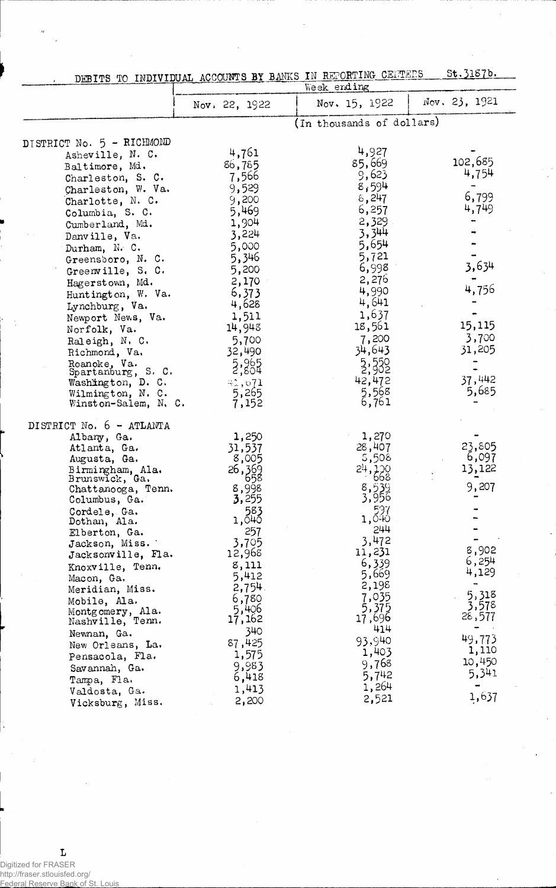# DEBITS TO INDIVIDUAL ACCOUNTS BY BANKS IN REPORTING CENTERS

St.3187b.

| | Week ending Nov. 22, 1922 | Nov. 15, 1922 | Nov. 23, 1921 |
|---|---|---|---|
| | (In thousands of dollars) | | |
| **DISTRICT No. 5 - RICHMOND** | | | |
| Asheville, N. C. | 4,761 | 4,927 | - |
| Baltimore, Md. | 86,785 | 85,669 | 102,685 |
| Charleston, S. C. | 7,566 | 9,623 | 4,754 |
| Charleston, W. Va. | 9,529 | 8,594 | - |
| Charlotte, N. C. | 9,200 | 8,247 | 6,799 |
| Columbia, S. C. | 5,469 | 6,257 | 4,749 |
| Cumberland, Md. | 1,904 | 2,329 | - |
| Danville, Va. | 3,224 | 3,344 | - |
| Durham, N. C. | 5,000 | 5,654 | - |
| Greensboro, N. C. | 5,346 | 5,721 | - |
| Greenville, S. C. | 5,200 | 6,998 | 3,634 |
| Hagerstown, Md. | 2,170 | 2,276 | - |
| Huntington, W. Va. | 6,373 | 4,990 | 4,756 |
| Lynchburg, Va. | 4,628 | 4,641 | - |
| Newport News, Va. | 1,511 | 1,637 | - |
| Norfolk, Va. | 14,948 | 18,561 | 15,115 |
| Raleigh, N. C. | 5,700 | 7,200 | 3,700 |
| Richmond, Va. | 32,490 | 34,643 | 31,205 |
| Roanoke, Va. | 5,965 | 5,550 | - |
| Spartanburg, S. C. | 2,804 | 2,902 | - |
| Washington, D. C. | 41,071 | 42,472 | 37,442 |
| Wilmington, N. C. | 5,265 | 5,568 | 5,685 |
| Winston-Salem, N. C. | 7,152 | 6,761 | - |
| **DISTRICT No. 6 - ATLANTA** | | | |
| Albany, Ga. | 1,250 | 1,270 | - |
| Atlanta, Ga. | 31,537 | 28,407 | 23,805 |
| Augusta, Ga. | 8,005 | 5,506 | 6,097 |
| Birmingham, Ala. | 26,369 | 24,100 | 13,122 |
| Brunswick, Ga. | 658 | 668 | - |
| Chattanooga, Tenn. | 8,998 | 8,539 | 9,207 |
| Columbus, Ga. | 3,255 | 3,956 | - |
| Cordele, Ga. | 583 | 597 | - |
| Dothan, Ala. | 1,040 | 1,040 | - |
| Elberton, Ga. | 257 | 244 | - |
| Jackson, Miss. | 3,705 | 3,472 | - |
| Jacksonville, Fla. | 12,968 | 11,231 | 8,902 |
| Knoxville, Tenn. | 8,111 | 6,339 | 6,254 |
| Macon, Ga. | 5,412 | 5,669 | 4,129 |
| Meridian, Miss. | 2,754 | 2,198 | - |
| Mobile, Ala. | 6,780 | 7,035 | 5,318 |
| Montgomery, Ala. | 5,406 | 5,375 | 3,578 |
| Nashville, Tenn. | 17,162 | 17,696 | 28,577 |
| Newnan, Ga. | 340 | 414 | - |
| New Orleans, La. | 87,425 | 93,940 | 49,773 |
| Pensacola, Fla. | 1,575 | 1,403 | 1,110 |
| Savannah, Ga. | 9,983 | 9,768 | 10,450 |
| Tampa, Fla. | 6,418 | 5,742 | 5,341 |
| Valdosta, Ga. | 1,413 | 1,264 | - |
| Vicksburg, Miss. | 2,200 | 2,521 | 1,637 |

L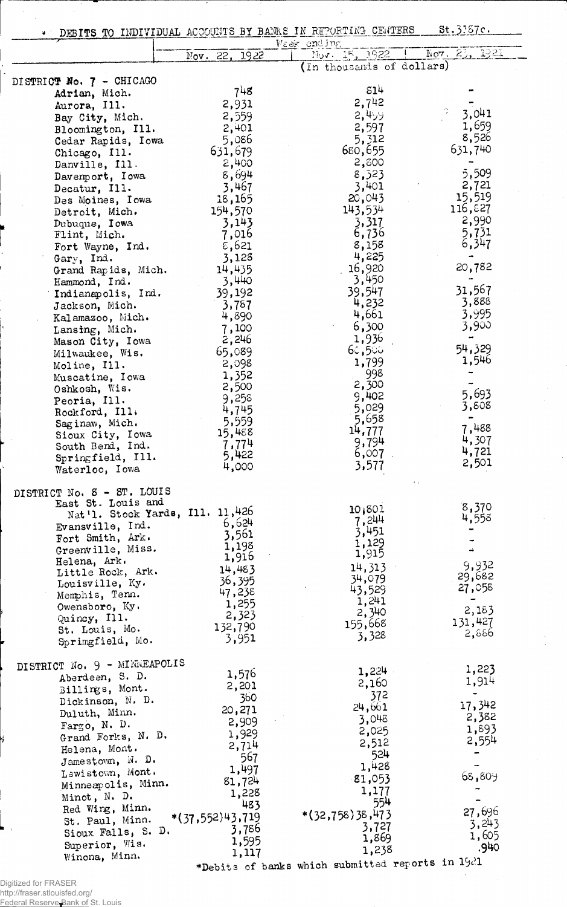DEBITS TO INDIVIDUAL ACCOUNTS BY BANKS IN REPORTING CENTERS St.3387c.

| | Week ending Nov. 22, 1922 | Nov. 15, 1922 | Nov. 23, 1921 |
|---|---|---|---|
| | (In thousands of dollars) | | |
| **DISTRICT No. 7 - CHICAGO** | | | |
| Adrian, Mich. | 748 | 814 | - |
| Aurora, Ill. | 2,931 | 2,742 | - |
| Bay City, Mich. | 2,559 | 2,459 | 3,041 |
| Bloomington, Ill. | 2,401 | 2,597 | 1,659 |
| Cedar Rapids, Iowa | 5,086 | 5,312 | 8,526 |
| Chicago, Ill. | 631,679 | 680,655 | 631,740 |
| Danville, Ill. | 2,400 | 2,800 | - |
| Davenport, Iowa | 8,694 | 8,523 | 5,509 |
| Decatur, Ill. | 3,467 | 3,401 | 2,721 |
| Des Moines, Iowa | 18,165 | 20,043 | 15,519 |
| Detroit, Mich. | 154,570 | 143,534 | 116,827 |
| Dubuque, Iowa | 3,143 | 3,317 | 2,990 |
| Flint, Mich. | 7,016 | 6,736 | 5,731 |
| Fort Wayne, Ind. | 8,621 | 8,158 | 6,347 |
| Gary, Ind. | 3,128 | 4,225 | - |
| Grand Rapids, Mich. | 14,435 | 16,920 | 20,782 |
| Hammond, Ind. | 3,440 | 3,450 | - |
| Indianapolis, Ind. | 39,192 | 39,547 | 31,567 |
| Jackson, Mich. | 3,787 | 4,232 | 3,888 |
| Kalamazoo, Mich. | 4,890 | 4,661 | 3,995 |
| Lansing, Mich. | 7,100 | 6,300 | 3,900 |
| Mason City, Iowa | 2,246 | 1,936 | - |
| Milwaukee, Wis. | 65,089 | 60,500 | 54,329 |
| Moline, Ill. | 2,098 | 1,799 | 1,546 |
| Muscatine, Iowa | 1,352 | 998 | - |
| Oshkosh, Wis. | 2,500 | 2,300 | - |
| Peoria, Ill. | 9,258 | 9,402 | 5,693 |
| Rockford, Ill. | 4,745 | 5,029 | 3,808 |
| Saginaw, Mich. | 5,559 | 5,658 | - |
| Sioux City, Iowa | 15,488 | 14,777 | 7,488 |
| South Bend, Ind. | 7,774 | 9,794 | 4,307 |
| Springfield, Ill. | 5,422 | 6,007 | 4,721 |
| Waterloo, Iowa | 4,000 | 3,577 | 2,501 |
| **DISTRICT No. 8 - ST. LOUIS** | | | |
| East St. Louis and Nat'l. Stock Yards, Ill. | 11,426 | 10,801 | 8,370 |
| Evansville, Ind. | 6,624 | 7,244 | 4,558 |
| Fort Smith, Ark. | 3,561 | 3,451 | - |
| Greenville, Miss. | 1,198 | 1,129 | - |
| Helena, Ark. | 1,916 | 1,915 | |
| Little Rock, Ark. | 14,483 | 14,313 | 9,932 |
| Louisville, Ky. | 36,395 | 34,079 | 29,682 |
| Memphis, Tenn. | 47,238 | 43,529 | 27,058 |
| Owensboro, Ky. | 1,255 | 1,241 | - |
| Quincy, Ill. | 2,323 | 2,340 | 2,183 |
| St. Louis, Mo. | 132,790 | 155,668 | 131,427 |
| Springfield, Mo. | 3,951 | 3,328 | 2,886 |
| **DISTRICT No. 9 - MINNEAPOLIS** | | | |
| Aberdeen, S. D. | 1,576 | 1,224 | 1,223 |
| Billings, Mont. | 2,201 | 2,160 | 1,914 |
| Dickinson, N. D. | 360 | 372 | - |
| Duluth, Minn. | 20,271 | 24,661 | 17,342 |
| Fargo, N. D. | 2,909 | 3,048 | 2,382 |
| Grand Forks, N. D. | 1,929 | 2,025 | 1,893 |
| Helena, Mont. | 2,714 | 2,512 | 2,554 |
| Jamestown, N. D. | 567 | 524 | - |
| Lewistown, Mont. | 1,497 | 1,428 | - |
| Minneapolis, Minn. | 81,724 | 81,053 | 68,809 |
| Minot, N. D. | 1,228 | 1,177 | - |
| Red Wing, Minn. | 483 | 554 | - |
| St. Paul, Minn. | *(37,552)43,719 | *(32,758)38,473 | 27,696 |
| Sioux Falls, S. D. | 3,786 | 3,727 | 3,243 |
| Superior, Wis. | 1,595 | 1,869 | 1,605 |
| Winona, Minn. | 1,117 | 1,238 | 940 |

*Debits of banks which submitted reports in 1921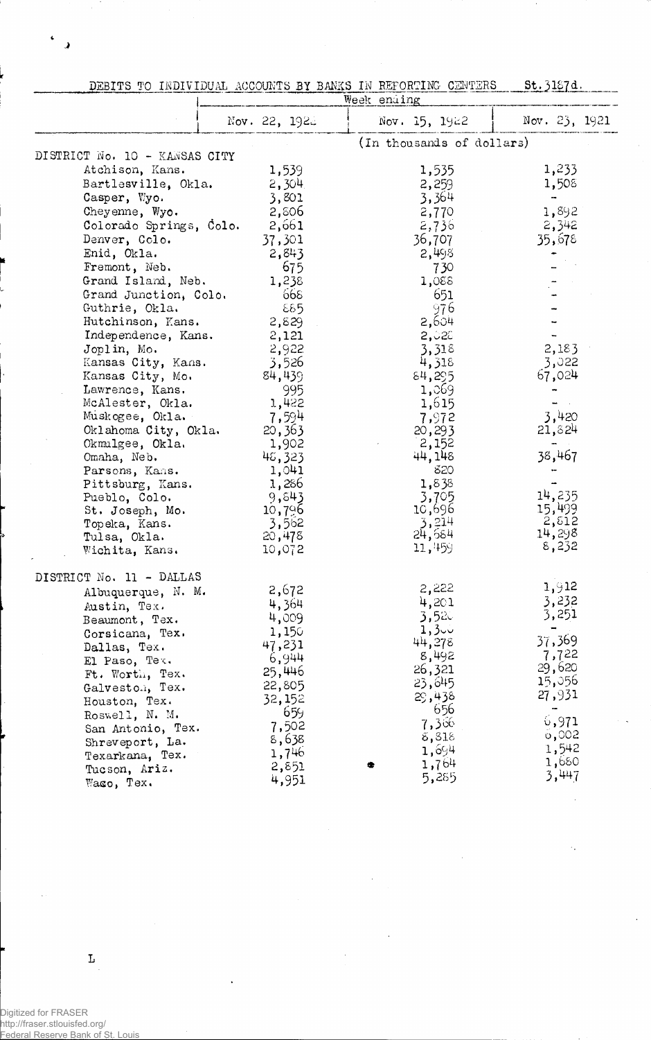DEBITS TO INDIVIDUAL ACCOUNTS BY BANKS IN REPORTING CENTERS St.3187d.

| | Week ending | | |
|---|---|---|---|
| | Nov. 22, 1922 | Nov. 15, 1922 | Nov. 23, 1921 |
| | (In thousands of dollars) | | |
| **DISTRICT No. 10 - KANSAS CITY** | | | |
| Atchison, Kans. | 1,539 | 1,535 | 1,233 |
| Bartlesville, Okla. | 2,304 | 2,259 | 1,508 |
| Casper, Wyo. | 3,801 | 3,364 | - |
| Cheyenne, Wyo. | 2,806 | 2,770 | 1,892 |
| Colorado Springs, Colo. | 2,661 | 2,736 | 2,342 |
| Denver, Colo. | 37,301 | 36,707 | 35,678 |
| Enid, Okla. | 2,843 | 2,498 | - |
| Fremont, Neb. | 675 | 730 | - |
| Grand Island, Neb. | 1,238 | 1,088 | - |
| Grand Junction, Colo. | 668 | 651 | - |
| Guthrie, Okla. | 885 | 976 | - |
| Hutchinson, Kans. | 2,829 | 2,604 | - |
| Independence, Kans. | 2,121 | 2,020 | - |
| Joplin, Mo. | 2,922 | 3,318 | 2,183 |
| Kansas City, Kans. | 3,526 | 4,318 | 3,022 |
| Kansas City, Mo. | 84,439 | 84,295 | 67,024 |
| Lawrence, Kans. | 995 | 1,069 | - |
| McAlester, Okla. | 1,422 | 1,615 | - |
| Muskogee, Okla. | 7,594 | 7,972 | 3,420 |
| Oklahoma City, Okla. | 20,363 | 20,293 | 21,824 |
| Okmulgee, Okla. | 1,902 | 2,152 | - |
| Omaha, Neb. | 46,323 | 44,148 | 38,467 |
| Parsons, Kans. | 1,041 | 820 | - |
| Pittsburg, Kans. | 1,286 | 1,838 | - |
| Pueblo, Colo. | 9,843 | 3,705 | 14,235 |
| St. Joseph, Mo. | 10,796 | 10,696 | 15,499 |
| Topeka, Kans. | 3,562 | 3,214 | 2,812 |
| Tulsa, Okla. | 20,478 | 24,584 | 14,298 |
| Wichita, Kans. | 10,072 | 11,459 | 8,232 |
| **DISTRICT No. 11 - DALLAS** | | | |
| Albuquerque, N. M. | 2,672 | 2,222 | 1,912 |
| Austin, Tex. | 4,364 | 4,201 | 3,232 |
| Beaumont, Tex. | 4,009 | 3,520 | 3,251 |
| Corsicana, Tex. | 1,150 | 1,300 | - |
| Dallas, Tex. | 47,231 | 44,278 | 37,369 |
| El Paso, Tex. | 6,944 | 8,492 | 7,722 |
| Ft. Worth, Tex. | 25,446 | 26,321 | 29,620 |
| Galveston, Tex. | 22,805 | 23,645 | 15,056 |
| Houston, Tex. | 32,152 | 29,438 | 27,931 |
| Roswell, N. M. | 659 | 656 | - |
| San Antonio, Tex. | 7,502 | 7,366 | 6,971 |
| Shreveport, La. | 8,638 | 8,818 | 6,002 |
| Texarkana, Tex. | 1,746 | 1,694 | 1,542 |
| Tucson, Ariz. | 2,851 | 1,764 | 1,680 |
| Waco, Tex. | 4,951 | 5,285 | 3,447 |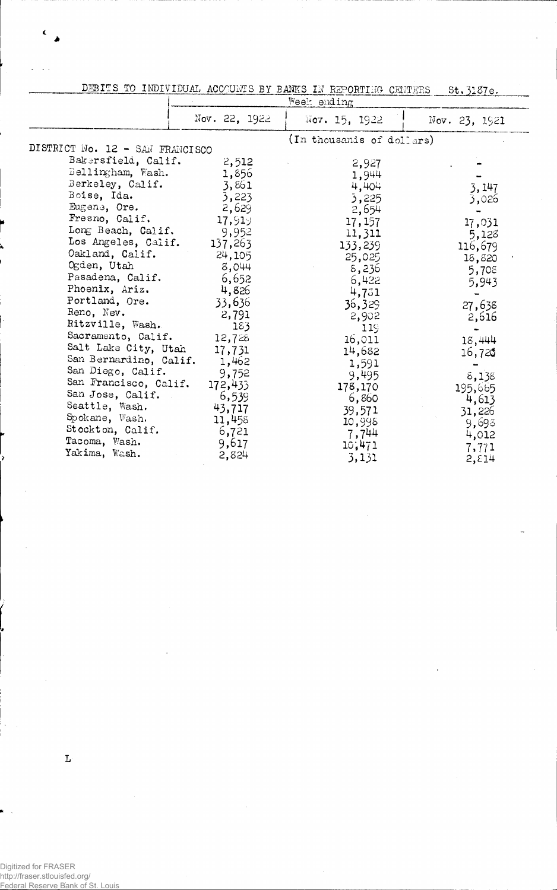DEBITS TO INDIVIDUAL ACCOUNTS BY BANKS IN REPORTING CENTERS St.3187e.

| | Week ending | | |
|---|---|---|---|
| | Nov. 22, 1922 | Nov. 15, 1922 | Nov. 23, 1921 |
| | (In thousands of dollars) | | |
| DISTRICT No. 12 - SAN FRANCISCO | | | |
| Bakersfield, Calif. | 2,512 | 2,927 | - |
| Bellingham, Wash. | 1,856 | 1,944 | - |
| Berkeley, Calif. | 3,861 | 4,404 | 3,147 |
| Boise, Ida. | 3,223 | 3,225 | 3,026 |
| Eugene, Ore. | 2,629 | 2,654 | - |
| Fresno, Calif. | 17,919 | 17,157 | 17,031 |
| Long Beach, Calif. | 9,952 | 11,311 | 5,128 |
| Los Angeles, Calif. | 137,263 | 133,239 | 116,679 |
| Oakland, Calif. | 24,105 | 25,025 | 18,820 |
| Ogden, Utah | 8,044 | 8,236 | 5,708 |
| Pasadena, Calif. | 6,652 | 6,422 | 5,943 |
| Phoenix, Ariz. | 4,826 | 4,781 | - |
| Portland, Ore. | 33,636 | 36,329 | 27,638 |
| Reno, Nev. | 2,791 | 2,902 | 2,616 |
| Ritzville, Wash. | 183 | 119 | - |
| Sacramento, Calif. | 12,728 | 16,011 | 18,444 |
| Salt Lake City, Utah | 17,731 | 14,682 | 16,720 |
| San Bernardino, Calif. | 1,462 | 1,591 | - |
| San Diego, Calif. | 9,752 | 9,495 | 8,138 |
| San Francisco, Calif. | 172,433 | 178,170 | 195,665 |
| San Jose, Calif. | 6,539 | 6,860 | 4,613 |
| Seattle, Wash. | 43,717 | 39,571 | 31,226 |
| Spokane, Wash. | 11,458 | 10,998 | 9,698 |
| Stockton, Calif. | 6,721 | 7,744 | 4,012 |
| Tacoma, Wash. | 9,617 | 10,471 | 7,771 |
| Yakima, Wash. | 2,824 | 3,131 | 2,814 |

L